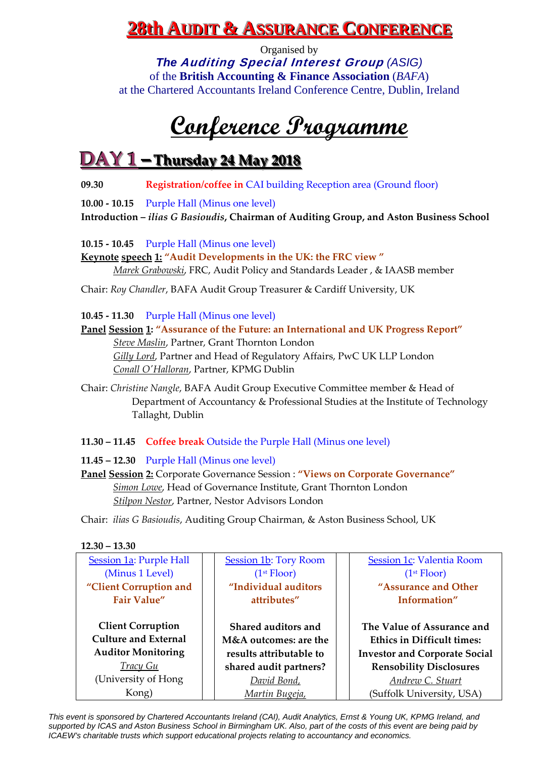# 28th Audit & Assurance Conference

Organised by

***The Auditing Special Interest Group** (ASIG)*

of the **British Accounting & Finance Association** (*BAFA*)

at the Chartered Accountants Ireland Conference Centre, Dublin, Ireland

# Conference Programme

## DAY 1 – Thursday 24 May 2018

**09.30** **Registration/coffee in** CAI building Reception area (Ground floor)

**10.00 - 10.15** Purple Hall (Minus one level)

**Introduction – *ilias G Basioudis*, Chairman of Auditing Group, and Aston Business School**

**10.15 - 10.45** Purple Hall (Minus one level)

**Keynote speech 1: "Audit Developments in the UK: the FRC view "**

*Marek Grabowski*, FRC, Audit Policy and Standards Leader , & IAASB member

Chair: *Roy Chandler*, BAFA Audit Group Treasurer & Cardiff University, UK

**10.45 - 11.30** Purple Hall (Minus one level)

**Panel Session 1: "Assurance of the Future: an International and UK Progress Report"**

*Steve Maslin*, Partner, Grant Thornton London

*Gilly Lord*, Partner and Head of Regulatory Affairs, PwC UK LLP London

*Conall O'Halloran*, Partner, KPMG Dublin

Chair: *Christine Nangle*, BAFA Audit Group Executive Committee member & Head of Department of Accountancy & Professional Studies at the Institute of Technology Tallaght, Dublin

**11.30 – 11.45** **Coffee break** Outside the Purple Hall (Minus one level)

**11.45 – 12.30** Purple Hall (Minus one level)

**Panel Session 2:** Corporate Governance Session : **"Views on Corporate Governance"**

*Simon Lowe*, Head of Governance Institute, Grant Thornton London

*Stilpon Nestor*, Partner, Nestor Advisors London

Chair: *ilias G Basioudis*, Auditing Group Chairman, & Aston Business School, UK

**12.30 – 13.30**

| Session 1a: Purple Hall (Minus 1 Level) | Session 1b: Tory Room (1st Floor) | Session 1c: Valentia Room (1st Floor) |
|---|---|---|
| **"Client Corruption and Fair Value"** | **"Individual auditors attributes"** | **"Assurance and Other Information"** |
| **Client Corruption Culture and External Auditor Monitoring**<br>*Tracy Gu*<br>(University of Hong Kong) | **Shared auditors and M&A outcomes: are the results attributable to shared audit partners?**<br>*David Bond,*<br>*Martin Bugeja,* | **The Value of Assurance and Ethics in Difficult times: Investor and Corporate Social Rensobility Disclosures**<br>*Andrew C. Stuart*<br>(Suffolk University, USA) |

*This event is sponsored by Chartered Accountants Ireland (CAI), Audit Analytics, Ernst & Young UK, KPMG Ireland, and supported by ICAS and Aston Business School in Birmingham UK. Also, part of the costs of this event are being paid by ICAEW's charitable trusts which support educational projects relating to accountancy and economics.*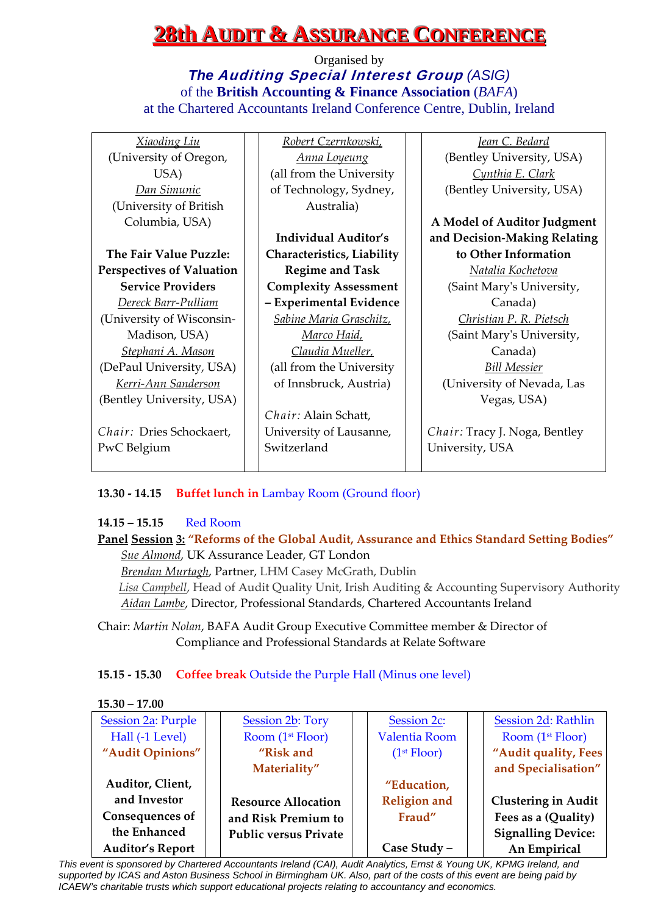# 28th Audit & Assurance Conference

Organised by
***The Auditing Special Interest Group** (ASIG)*
of the **British Accounting & Finance Association** (*BAFA*)
at the Chartered Accountants Ireland Conference Centre, Dublin, Ireland

| | | |
|---|---|---|
| *Xiaoding Liu* (University of Oregon, USA) *Dan Simunic* (University of British Columbia, USA)<br><br>**The Fair Value Puzzle: Perspectives of Valuation Service Providers**<br>*Dereck Barr-Pulliam* (University of Wisconsin-Madison, USA) *Stephani A. Mason* (DePaul University, USA) *Kerri-Ann Sanderson* (Bentley University, USA)<br><br>*Chair:* Dries Schockaert, PwC Belgium | *Robert Czernkowski, Anna Loyeung* (all from the University of Technology, Sydney, Australia)<br><br>**Individual Auditor's Characteristics, Liability Regime and Task Complexity Assessment – Experimental Evidence**<br>*Sabine Maria Graschitz, Marco Haid, Claudia Mueller,* (all from the University of Innsbruck, Austria)<br><br>*Chair:* Alain Schatt, University of Lausanne, Switzerland | *Jean C. Bedard* (Bentley University, USA) *Cynthia E. Clark* (Bentley University, USA)<br><br>**A Model of Auditor Judgment and Decision-Making Relating to Other Information**<br>*Natalia Kochetova* (Saint Mary's University, Canada) *Christian P. R. Pietsch* (Saint Mary's University, Canada) *Bill Messier* (University of Nevada, Las Vegas, USA)<br><br>*Chair:* Tracy J. Noga, Bentley University, USA |

**13.30 - 14.15** **Buffet lunch in** Lambay Room (Ground floor)

**14.15 – 15.15** Red Room

**Panel Session 3: "Reforms of the Global Audit, Assurance and Ethics Standard Setting Bodies"**

*Sue Almond*, UK Assurance Leader, GT London
*Brendan Murtagh*, Partner, LHM Casey McGrath, Dublin
*Lisa Campbell*, Head of Audit Quality Unit, Irish Auditing & Accounting Supervisory Authority
*Aidan Lambe*, Director, Professional Standards, Chartered Accountants Ireland

Chair: *Martin Nolan*, BAFA Audit Group Executive Committee member & Director of Compliance and Professional Standards at Relate Software

**15.15 - 15.30** **Coffee break** Outside the Purple Hall (Minus one level)

**15.30 – 17.00**

| Session 2a: Purple Hall (-1 Level) | Session 2b: Tory Room (1st Floor) | Session 2c: Valentia Room (1st Floor) | Session 2d: Rathlin Room (1st Floor) |
|---|---|---|---|
| **"Audit Opinions"**<br><br>**Auditor, Client, and Investor Consequences of the Enhanced Auditor's Report** | **"Risk and Materiality"**<br><br>**Resource Allocation and Risk Premium to Public versus Private** | **"Education, Religion and Fraud"**<br><br>**Case Study –** | **"Audit quality, Fees and Specialisation"**<br><br>**Clustering in Audit Fees as a (Quality) Signalling Device: An Empirical** |

*This event is sponsored by Chartered Accountants Ireland (CAI), Audit Analytics, Ernst & Young UK, KPMG Ireland, and supported by ICAS and Aston Business School in Birmingham UK. Also, part of the costs of this event are being paid by ICAEW's charitable trusts which support educational projects relating to accountancy and economics.*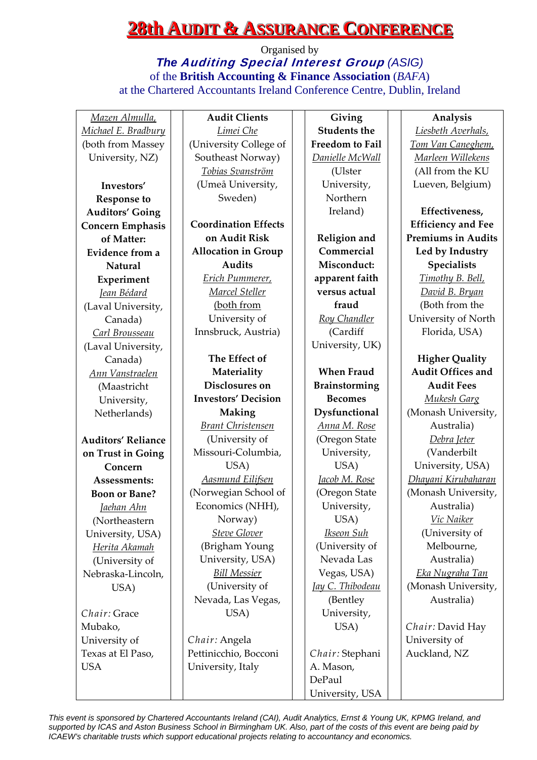# 28th Audit & Assurance Conference

Organised by

***The Auditing Special Interest Group*** *(ASIG)*

of the **British Accounting & Finance Association** (*BAFA*)

at the Chartered Accountants Ireland Conference Centre, Dublin, Ireland

*Mazen Almulla, Michael E. Bradbury* (both from Massey University, NZ)

**Investors' Response to Auditors' Going Concern Emphasis of Matter: Evidence from a Natural Experiment**

*Jean Bédard* (Laval University, Canada)
*Carl Brousseau* (Laval University, Canada)
*Ann Vanstraelen* (Maastricht University, Netherlands)

**Auditors' Reliance on Trust in Going Concern Assessments: Boon or Bane?**

*Jaehan Ahn* (Northeastern University, USA)
*Herita Akamah* (University of Nebraska-Lincoln, USA)

*Chair:* Grace Mubako, University of Texas at El Paso, USA

**Audit Clients**

*Limei Che* (University College of Southeast Norway)
*Tobias Svanström* (Umeå University, Sweden)

**Coordination Effects on Audit Risk Allocation in Group Audits**

*Erich Pummerer, Marcel Steller* (both from University of Innsbruck, Austria)

**The Effect of Materiality Disclosures on Investors' Decision Making**

*Brant Christensen* (University of Missouri-Columbia, USA)
*Aasmund Eilifsen* (Norwegian School of Economics (NHH), Norway)
*Steve Glover* (Brigham Young University, USA)
*Bill Messier* (University of Nevada, Las Vegas, USA)

*Chair:* Angela Pettinicchio, Bocconi University, Italy

**Giving Students the Freedom to Fail**

*Danielle McWall* (Ulster University, Northern Ireland)

**Religion and Commercial Misconduct: apparent faith versus actual fraud**

*Roy Chandler* (Cardiff University, UK)

**When Fraud Brainstorming Becomes Dysfunctional**

*Anna M. Rose* (Oregon State University, USA)
*Jacob M. Rose* (Oregon State University, USA)
*Ikseon Suh* (University of Nevada Las Vegas, USA)
*Jay C. Thibodeau* (Bentley University, USA)

*Chair:* Stephani A. Mason, DePaul University, USA

**Analysis**

*Liesbeth Averhals, Tom Van Caneghem, Marleen Willekens* (All from the KU Lueven, Belgium)

**Effectiveness, Efficiency and Fee Premiums in Audits Led by Industry Specialists**

*Timothy B. Bell, David B. Bryan* (Both from the University of North Florida, USA)

**Higher Quality Audit Offices and Audit Fees**

*Mukesh Garg* (Monash University, Australia)
*Debra Jeter* (Vanderbilt University, USA)
*Dhayani Kirubaharan* (Monash University, Australia)
*Vic Naiker* (University of Melbourne, Australia)
*Eka Nugraha Tan* (Monash University, Australia)

*Chair:* David Hay University of Auckland, NZ

*This event is sponsored by Chartered Accountants Ireland (CAI), Audit Analytics, Ernst & Young UK, KPMG Ireland, and supported by ICAS and Aston Business School in Birmingham UK. Also, part of the costs of this event are being paid by ICAEW's charitable trusts which support educational projects relating to accountancy and economics.*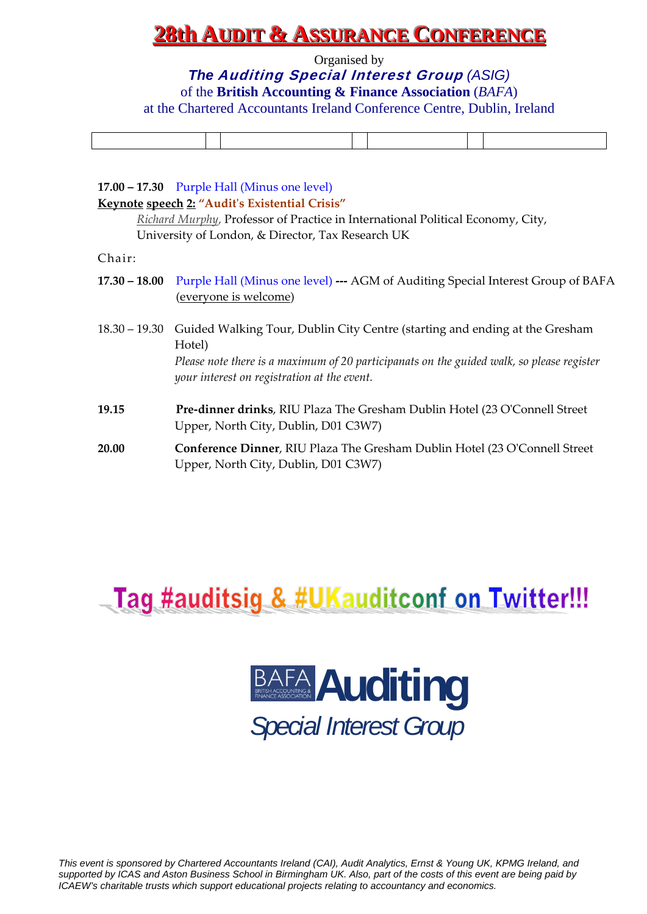# 28th AUDIT & ASSURANCE CONFERENCE

Organised by

***The Auditing Special Interest Group*** *(ASIG)*

of the **British Accounting & Finance Association** (*BAFA*)

at the Chartered Accountants Ireland Conference Centre, Dublin, Ireland

|  |  |  |  |  |  |  |
|---|---|---|---|---|---|---|
|  |  |  |  |  |  |  |

**17.00 – 17.30** Purple Hall (Minus one level)

**Keynote speech 2: "Audit's Existential Crisis"**

*Richard Murphy*, Professor of Practice in International Political Economy, City, University of London, & Director, Tax Research UK

Chair:

**17.30 – 18.00** Purple Hall (Minus one level) **---** AGM of Auditing Special Interest Group of BAFA (everyone is welcome)

18.30 – 19.30 Guided Walking Tour, Dublin City Centre (starting and ending at the Gresham Hotel)

*Please note there is a maximum of 20 participanats on the guided walk, so please register your interest on registration at the event.*

**19.15** **Pre-dinner drinks**, RIU Plaza The Gresham Dublin Hotel (23 O'Connell Street Upper, North City, Dublin, D01 C3W7)

**20.00** **Conference Dinner**, RIU Plaza The Gresham Dublin Hotel (23 O'Connell Street Upper, North City, Dublin, D01 C3W7)

**Tag #auditsig & #UKauditconf on Twitter!!!**

BAFA British Accounting & Finance Association **Auditing**

*Special Interest Group*

*This event is sponsored by Chartered Accountants Ireland (CAI), Audit Analytics, Ernst & Young UK, KPMG Ireland, and supported by ICAS and Aston Business School in Birmingham UK. Also, part of the costs of this event are being paid by ICAEW's charitable trusts which support educational projects relating to accountancy and economics.*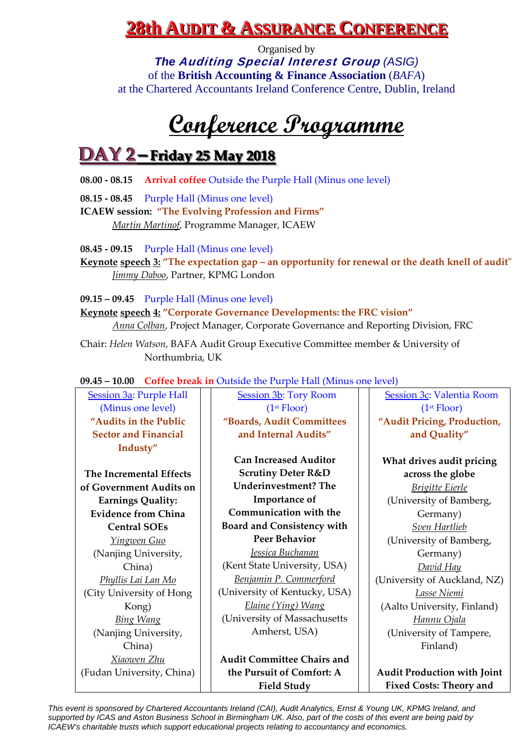# 28th Audit & Assurance Conference

Organised by
***The Auditing Special Interest Group*** *(ASIG)*
of the **British Accounting & Finance Association** (*BAFA*)
at the Chartered Accountants Ireland Conference Centre, Dublin, Ireland

# Conference Programme

## DAY 2 – Friday 25 May 2018

**08.00 - 08.15** **Arrival coffee** Outside the Purple Hall (Minus one level)

**08.15 - 08.45** Purple Hall (Minus one level)
**ICAEW session: "The Evolving Profession and Firms"**
*Martin Martinof*, Programme Manager, ICAEW

**08.45 - 09.15** Purple Hall (Minus one level)
**Keynote speech 3: "The expectation gap – an opportunity for renewal or the death knell of audit"**
*Jimmy Daboo*, Partner, KPMG London

**09.15 – 09.45** Purple Hall (Minus one level)
**Keynote speech 4: "Corporate Governance Developments: the FRC vision"**
*Anna Colban*, Project Manager, Corporate Governance and Reporting Division, FRC

Chair: *Helen Watson*, BAFA Audit Group Executive Committee member & University of Northumbria, UK

**09.45 – 10.00** **Coffee break in** Outside the Purple Hall (Minus one level)

| Session 3a: Purple Hall (Minus one level) **"Audits in the Public Sector and Financial Industy"** | Session 3b: Tory Room (1st Floor) **"Boards, Audit Committees and Internal Audits"** | Session 3c: Valentia Room (1st Floor) **"Audit Pricing, Production, and Quality"** |
|---|---|---|
| **The Incremental Effects of Government Audits on Earnings Quality: Evidence from China Central SOEs** *Yingwen Guo* (Nanjing University, China) *Phyllis Lai Lan Mo* (City University of Hong Kong) *Bing Wang* (Nanjing University, China) *Xiaowen Zhu* (Fudan University, China) | **Can Increased Auditor Scrutiny Deter R&D Underinvestment? The Importance of Communication with the Board and Consistency with Peer Behavior** *Jessica Buchanan* (Kent State University, USA) *Benjamin P. Commerford* (University of Kentucky, USA) *Elaine (Ying) Wang* (University of Massachusetts Amherst, USA) | **What drives audit pricing across the globe** *Brigitte Eierle* (University of Bamberg, Germany) *Sven Hartlieb* (University of Bamberg, Germany) *David Hay* (University of Auckland, NZ) *Lasse Niemi* (Aalto University, Finland) *Hannu Ojala* (University of Tampere, Finland) |
| | **Audit Committee Chairs and the Pursuit of Comfort: A Field Study** | **Audit Production with Joint Fixed Costs: Theory and** |

*This event is sponsored by Chartered Accountants Ireland (CAI), Audit Analytics, Ernst & Young UK, KPMG Ireland, and supported by ICAS and Aston Business School in Birmingham UK. Also, part of the costs of this event are being paid by ICAEW's charitable trusts which support educational projects relating to accountancy and economics.*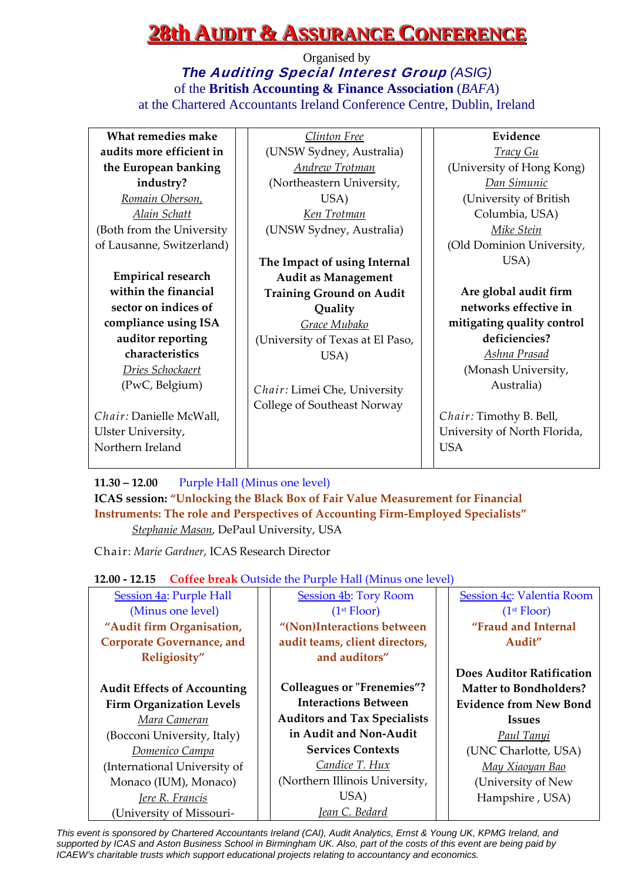# 28th AUDIT & ASSURANCE CONFERENCE

Organised by
***The Auditing Special Interest Group*** *(ASIG)*
of the **British Accounting & Finance Association** (*BAFA*)
at the Chartered Accountants Ireland Conference Centre, Dublin, Ireland

| | | |
|---|---|---|
| **What remedies make audits more efficient in the European banking industry?**<br>Romain Oberson,<br>Alain Schatt<br>(Both from the University of Lausanne, Switzerland)<br><br>**Empirical research within the financial sector on indices of compliance using ISA auditor reporting characteristics**<br>Dries Schockaert<br>(PwC, Belgium)<br><br>*Chair:* Danielle McWall, Ulster University, Northern Ireland | Clinton Free<br>(UNSW Sydney, Australia)<br>Andrew Trotman<br>(Northeastern University, USA)<br>Ken Trotman<br>(UNSW Sydney, Australia)<br><br>**The Impact of using Internal Audit as Management Training Ground on Audit Quality**<br>Grace Mubako<br>(University of Texas at El Paso, USA)<br><br>*Chair:* Limei Che, University College of Southeast Norway | **Evidence**<br>Tracy Gu<br>(University of Hong Kong)<br>Dan Simunic<br>(University of British Columbia, USA)<br>Mike Stein<br>(Old Dominion University, USA)<br><br>**Are global audit firm networks effective in mitigating quality control deficiencies?**<br>Ashna Prasad<br>(Monash University, Australia)<br><br>*Chair:* Timothy B. Bell, University of North Florida, USA |

**11.30 – 12.00** Purple Hall (Minus one level)
**ICAS session: "Unlocking the Black Box of Fair Value Measurement for Financial Instruments: The role and Perspectives of Accounting Firm-Employed Specialists"**
Stephanie Mason, DePaul University, USA

Chair: *Marie Gardner*, ICAS Research Director

**12.00 - 12.15** Coffee break Outside the Purple Hall (Minus one level)

| | | |
|---|---|---|
| Session 4a: Purple Hall (Minus one level)<br>**"Audit firm Organisation, Corporate Governance, and Religiosity"**<br><br>**Audit Effects of Accounting Firm Organization Levels**<br>Mara Cameran<br>(Bocconi University, Italy)<br>Domenico Campa<br>(International University of Monaco (IUM), Monaco)<br>Jere R. Francis<br>(University of Missouri- | Session 4b: Tory Room (1st Floor)<br>**"(Non)Interactions between audit teams, client directors, and auditors"**<br><br>**Colleagues or "Frenemies"? Interactions Between Auditors and Tax Specialists in Audit and Non-Audit Services Contexts**<br>Candice T. Hux<br>(Northern Illinois University, USA)<br>Jean C. Bedard | Session 4c: Valentia Room (1st Floor)<br>**"Fraud and Internal Audit"**<br><br>**Does Auditor Ratification Matter to Bondholders? Evidence from New Bond Issues**<br>Paul Tanyi<br>(UNC Charlotte, USA)<br>May Xiaoyan Bao<br>(University of New Hampshire , USA) |

*This event is sponsored by Chartered Accountants Ireland (CAI), Audit Analytics, Ernst & Young UK, KPMG Ireland, and supported by ICAS and Aston Business School in Birmingham UK. Also, part of the costs of this event are being paid by ICAEW's charitable trusts which support educational projects relating to accountancy and economics.*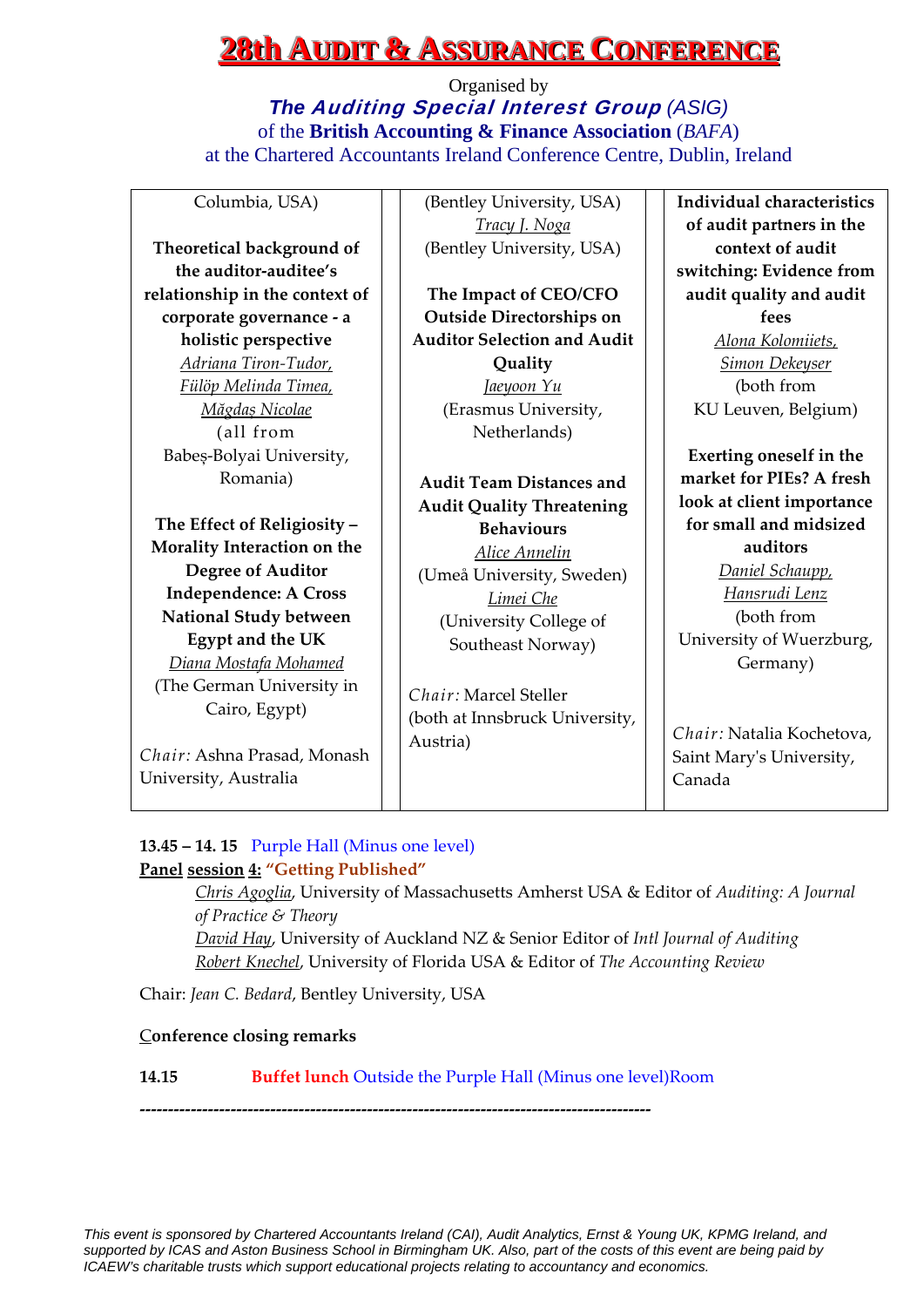# 28th Audit & Assurance Conference

Organised by
***The Auditing Special Interest Group*** *(ASIG)*
of the **British Accounting & Finance Association** (*BAFA*)
at the Chartered Accountants Ireland Conference Centre, Dublin, Ireland

Columbia, USA)

**Theoretical background of the auditor-auditee's relationship in the context of corporate governance - a holistic perspective**
Adriana Tiron-Tudor, Fülöp Melinda Timea, Măgdaş Nicolae
(all from Babeş-Bolyai University, Romania)

**The Effect of Religiosity – Morality Interaction on the Degree of Auditor Independence: A Cross National Study between Egypt and the UK**
Diana Mostafa Mohamed
(The German University in Cairo, Egypt)

*Chair:* Ashna Prasad, Monash University, Australia

(Bentley University, USA)
Tracy J. Noga
(Bentley University, USA)

**The Impact of CEO/CFO Outside Directorships on Auditor Selection and Audit Quality**
Jaeyoon Yu
(Erasmus University, Netherlands)

**Audit Team Distances and Audit Quality Threatening Behaviours**
Alice Annelin
(Umeå University, Sweden)
Limei Che
(University College of Southeast Norway)

*Chair:* Marcel Steller
(both at Innsbruck University, Austria)

**Individual characteristics of audit partners in the context of audit switching: Evidence from audit quality and audit fees**
Alona Kolomiiets, Simon Dekeyser
(both from KU Leuven, Belgium)

**Exerting oneself in the market for PIEs? A fresh look at client importance for small and midsized auditors**
Daniel Schaupp, Hansrudi Lenz
(both from University of Wuerzburg, Germany)

*Chair:* Natalia Kochetova, Saint Mary's University, Canada

**13.45 – 14. 15** Purple Hall (Minus one level)

**Panel session 4: "Getting Published"**

Chris Agoglia, University of Massachusetts Amherst USA & Editor of *Auditing: A Journal of Practice & Theory*
David Hay, University of Auckland NZ & Senior Editor of *Intl Journal of Auditing*
Robert Knechel, University of Florida USA & Editor of *The Accounting Review*

Chair: *Jean C. Bedard*, Bentley University, USA

**Conference closing remarks**

**14.15** **Buffet lunch** Outside the Purple Hall (Minus one level)Room

---

*This event is sponsored by Chartered Accountants Ireland (CAI), Audit Analytics, Ernst & Young UK, KPMG Ireland, and supported by ICAS and Aston Business School in Birmingham UK. Also, part of the costs of this event are being paid by ICAEW's charitable trusts which support educational projects relating to accountancy and economics.*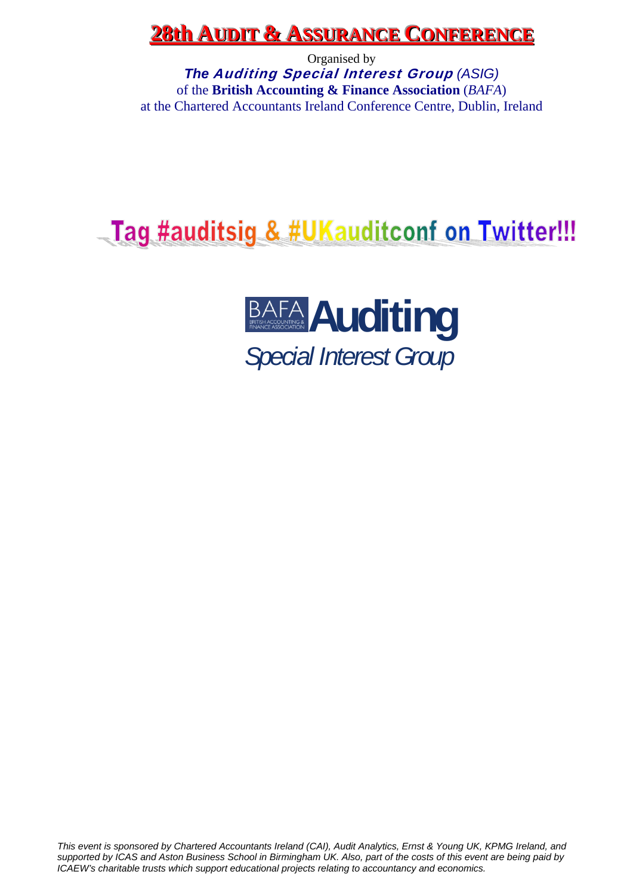# 28th Audit & Assurance Conference

Organised by

***The Auditing Special Interest Group*** *(ASIG)*

of the **British Accounting & Finance Association** (*BAFA*)

at the Chartered Accountants Ireland Conference Centre, Dublin, Ireland

**Tag #auditsig & #UKauditconf on Twitter!!!**

BAFA BRITISH ACCOUNTING & FINANCE ASSOCIATION **Auditing**

*Special Interest Group*

*This event is sponsored by Chartered Accountants Ireland (CAI), Audit Analytics, Ernst & Young UK, KPMG Ireland, and supported by ICAS and Aston Business School in Birmingham UK. Also, part of the costs of this event are being paid by ICAEW's charitable trusts which support educational projects relating to accountancy and economics.*